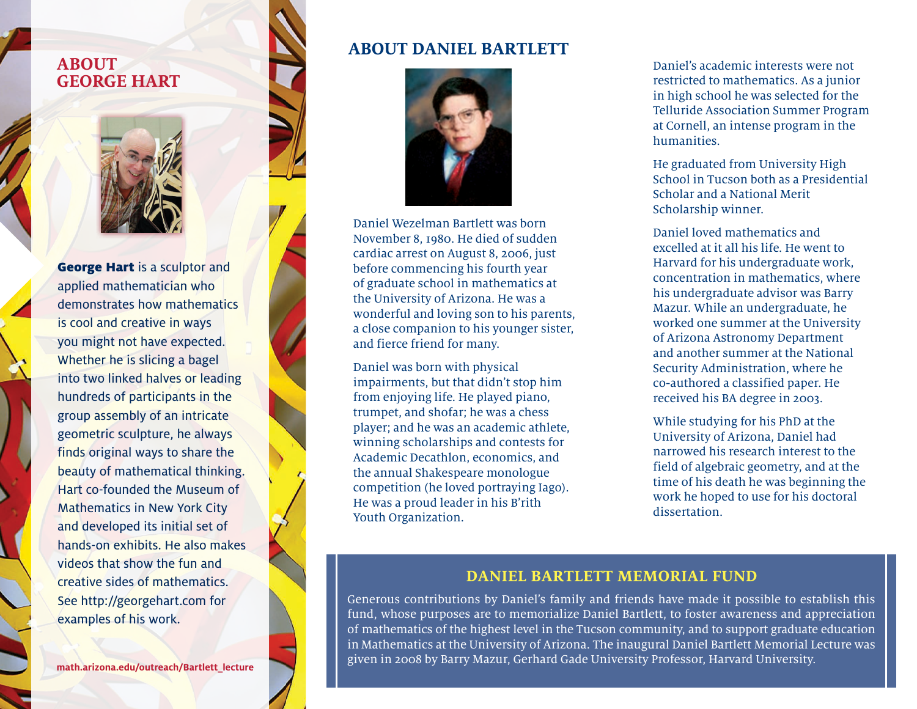## ABOUT GEORGE HART

**George Hart** is a sculptor and applied mathematician who demonstrates how mathematics is cool and creative in ways you might not have expected. Whether he is slicing a bagel into two linked halves or leading hundreds of participants in the group assembly of an intricate geometric sculpture, he always finds original ways to share the beauty of mathematical thinking. Hart co-founded the Museum of Mathematics in New York City and developed its initial set of hands-on exhibits. He also makes videos that show the fun and creative sides of mathematics. See http://georgehart.com for examples of his work.

math.arizona.edu/outreach/Bartlett_lecture

## ABOUT DANIEL BARTLETT

Daniel Wezelman Bartlett was born November 8, 1980. He died of sudden cardiac arrest on August 8, 2006, just before commencing his fourth year of graduate school in mathematics at the University of Arizona. He was a wonderful and loving son to his parents, a close companion to his younger sister, and fierce friend for many.

Daniel was born with physical impairments, but that didn't stop him from enjoying life. He played piano, trumpet, and shofar; he was a chess player; and he was an academic athlete, winning scholarships and contests for Academic Decathlon, economics, and the annual Shakespeare monologue competition (he loved portraying Iago). He was a proud leader in his B'rith Youth Organization.

Daniel's academic interests were not restricted to mathematics. As a junior in high school he was selected for the Telluride Association Summer Program at Cornell, an intense program in the humanities.

He graduated from University High School in Tucson both as a Presidential Scholar and a National Merit Scholarship winner.

Daniel loved mathematics and excelled at it all his life. He went to Harvard for his undergraduate work, concentration in mathematics, where his undergraduate advisor was Barry Mazur. While an undergraduate, he worked one summer at the University of Arizona Astronomy Department and another summer at the National Security Administration, where he co-authored a classified paper. He received his BA degree in 2003.

While studying for his PhD at the University of Arizona, Daniel had narrowed his research interest to the field of algebraic geometry, and at the time of his death he was beginning the work he hoped to use for his doctoral dissertation.

### DANIEL BARTLETT MEMORIAL FUND

Generous contributions by Daniel's family and friends have made it possible to establish this fund, whose purposes are to memorialize Daniel Bartlett, to foster awareness and appreciation of mathematics of the highest level in the Tucson community, and to support graduate education in Mathematics at the University of Arizona. The inaugural Daniel Bartlett Memorial Lecture was given in 2008 by Barry Mazur, Gerhard Gade University Professor, Harvard University.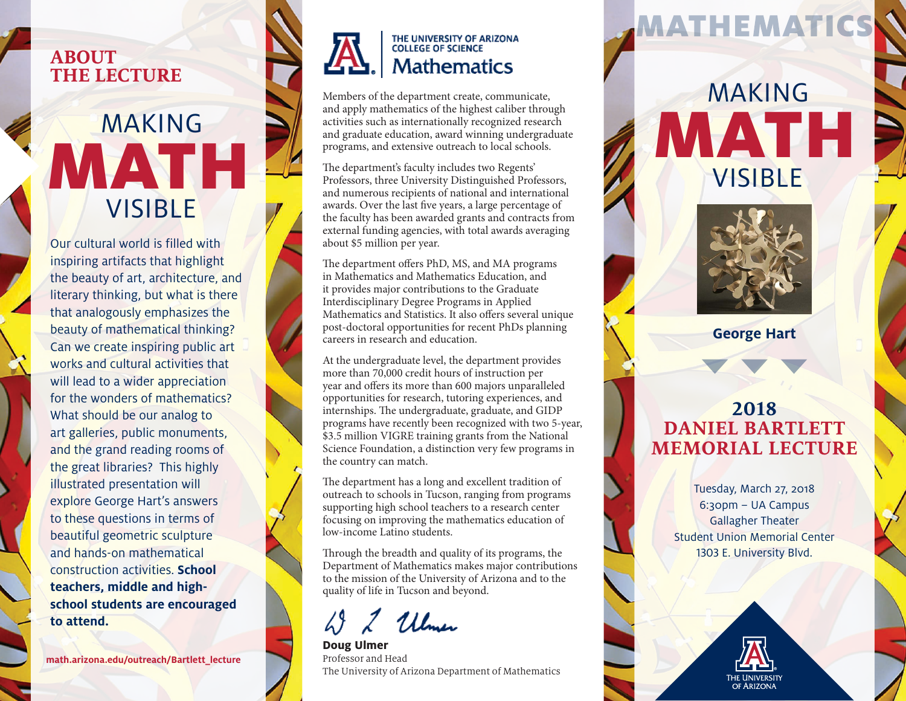## ABOUT THE LECTURE

# MAKING MATH VISIBLE

Our cultural world is filled with inspiring artifacts that highlight the beauty of art, architecture, and literary thinking, but what is there that analogously emphasizes the beauty of mathematical thinking? Can we create inspiring public art works and cultural activities that will lead to a wider appreciation for the wonders of mathematics? What should be our analog to art galleries, public monuments, and the grand reading rooms of the great libraries? This highly illustrated presentation will explore George Hart's answers to these questions in terms of beautiful geometric sculpture and hands-on mathematical construction activities. **School teachers, middle and high-school students are encouraged to attend.**

math.arizona.edu/outreach/Bartlett_lecture

THE UNIVERSITY OF ARIZONA
COLLEGE OF SCIENCE
Mathematics

Members of the department create, communicate, and apply mathematics of the highest caliber through activities such as internationally recognized research and graduate education, award winning undergraduate programs, and extensive outreach to local schools.

The department's faculty includes two Regents' Professors, three University Distinguished Professors, and numerous recipients of national and international awards. Over the last five years, a large percentage of the faculty has been awarded grants and contracts from external funding agencies, with total awards averaging about $5 million per year.

The department offers PhD, MS, and MA programs in Mathematics and Mathematics Education, and it provides major contributions to the Graduate Interdisciplinary Degree Programs in Applied Mathematics and Statistics. It also offers several unique post-doctoral opportunities for recent PhDs planning careers in research and education.

At the undergraduate level, the department provides more than 70,000 credit hours of instruction per year and offers its more than 600 majors unparalleled opportunities for research, tutoring experiences, and internships. The undergraduate, graduate, and GIDP programs have recently been recognized with two 5-year, $3.5 million VIGRE training grants from the National Science Foundation, a distinction very few programs in the country can match.

The department has a long and excellent tradition of outreach to schools in Tucson, ranging from programs supporting high school teachers to a research center focusing on improving the mathematics education of low-income Latino students.

Through the breadth and quality of its programs, the Department of Mathematics makes major contributions to the mission of the University of Arizona and to the quality of life in Tucson and beyond.

**Doug Ulmer**
Professor and Head
The University of Arizona Department of Mathematics

# MATHEMATICS

# MAKING MATH VISIBLE

**George Hart**

## 2018 DANIEL BARTLETT MEMORIAL LECTURE

Tuesday, March 27, 2018
6:30pm – UA Campus
Gallagher Theater
Student Union Memorial Center
1303 E. University Blvd.

THE UNIVERSITY OF ARIZONA